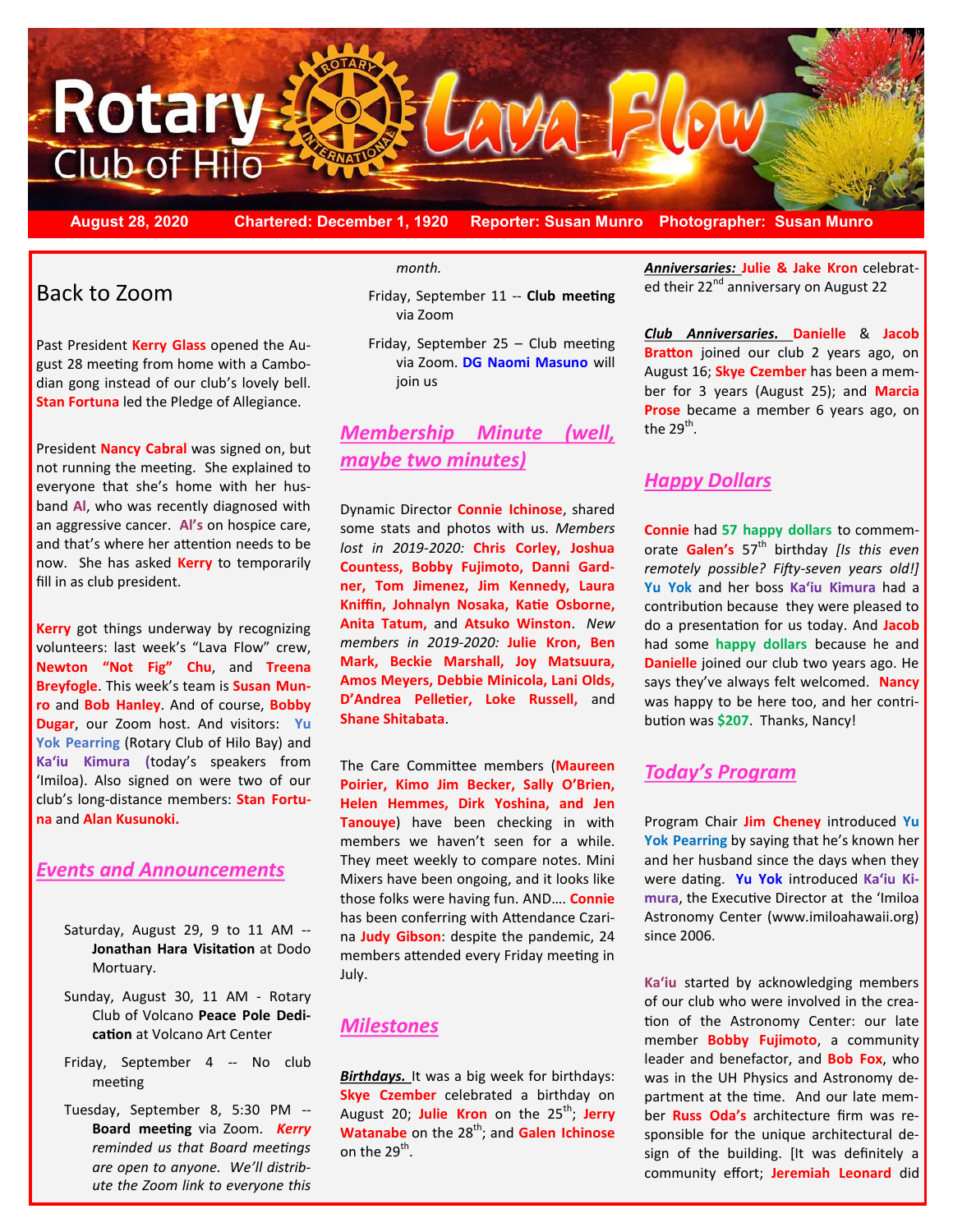# Rotary Club of Hilo Lava Flow

**August 28, 2020 Chartered: December 1, 1920 Reporter: Susan Munro Photographer: Susan Munro**

## Back to Zoom

Past President **Kerry Glass** opened the August 28 meeting from home with a Cambodian gong instead of our club's lovely bell. **Stan Fortuna** led the Pledge of Allegiance.

President **Nancy Cabral** was signed on, but not running the meeting. She explained to everyone that she's home with her husband **Al**, who was recently diagnosed with an aggressive cancer. **Al's** on hospice care, and that's where her attention needs to be now. She has asked **Kerry** to temporarily fill in as club president.

**Kerry** got things underway by recognizing volunteers: last week's "Lava Flow" crew, **Newton "Not Fig" Chu**, and **Treena Breyfogle**. This week's team is **Susan Munro** and **Bob Hanley**. And of course, **Bobby Dugar**, our Zoom host. And visitors: **Yu Yok Pearring** (Rotary Club of Hilo Bay) and **Ka'iu Kimura** (today's speakers from 'Imiloa). Also signed on were two of our club's long-distance members: **Stan Fortuna** and **Alan Kusunoki.**

## *Events and Announcements*

- Saturday, August 29, 9 to 11 AM -- **Jonathan Hara Visitation** at Dodo Mortuary.
- Sunday, August 30, 11 AM - Rotary Club of Volcano **Peace Pole Dedication** at Volcano Art Center
- Friday, September 4 -- No club meeting
- Tuesday, September 8, 5:30 PM -- **Board meeting** via Zoom. ***Kerry** reminded us that Board meetings are open to anyone. We'll distribute the Zoom link to everyone this month.*
- Friday, September 11 -- **Club meeting** via Zoom
- Friday, September 25 – Club meeting via Zoom. **DG Naomi Masuno** will join us

## *Membership Minute (well, maybe two minutes)*

Dynamic Director **Connie Ichinose**, shared some stats and photos with us. *Members lost in 2019-2020:* **Chris Corley, Joshua Countess, Bobby Fujimoto, Danni Gardner, Tom Jimenez, Jim Kennedy, Laura Kniffin, Johnalyn Nosaka, Katie Osborne, Anita Tatum,** and **Atsuko Winston**. *New members in 2019-2020:* **Julie Kron, Ben Mark, Beckie Marshall, Joy Matsuura, Amos Meyers, Debbie Minicola, Lani Olds, D'Andrea Pelletier, Loke Russell,** and **Shane Shitabata**.

The Care Committee members (**Maureen Poirier, Kimo Jim Becker, Sally O'Brien, Helen Hemmes, Dirk Yoshina, and Jen Tanouye**) have been checking in with members we haven't seen for a while. They meet weekly to compare notes. Mini Mixers have been ongoing, and it looks like those folks were having fun. AND…. **Connie** has been conferring with Attendance Czarina **Judy Gibson**: despite the pandemic, 24 members attended every Friday meeting in July.

## *Milestones*

***Birthdays.*** It was a big week for birthdays: **Skye Czember** celebrated a birthday on August 20; **Julie Kron** on the 25th; **Jerry Watanabe** on the 28th; and **Galen Ichinose** on the 29th.

***Anniversaries:*** **Julie & Jake Kron** celebrated their 22nd anniversary on August 22

***Club Anniversaries.*** **Danielle** & **Jacob Bratton** joined our club 2 years ago, on August 16; **Skye Czember** has been a member for 3 years (August 25); and **Marcia Prose** became a member 6 years ago, on the 29th.

## *Happy Dollars*

**Connie** had **57 happy dollars** to commemorate **Galen's** 57th birthday *[Is this even remotely possible? Fifty-seven years old!]* **Yu Yok** and her boss **Ka'iu Kimura** had a contribution because they were pleased to do a presentation for us today. And **Jacob** had some **happy dollars** because he and **Danielle** joined our club two years ago. He says they've always felt welcomed. **Nancy** was happy to be here too, and her contribution was **$207**. Thanks, Nancy!

## *Today's Program*

Program Chair **Jim Cheney** introduced **Yu Yok Pearring** by saying that he's known her and her husband since the days when they were dating. **Yu Yok** introduced **Ka'iu Kimura**, the Executive Director at the 'Imiloa Astronomy Center (www.imiloahawaii.org) since 2006.

**Ka'iu** started by acknowledging members of our club who were involved in the creation of the Astronomy Center: our late member **Bobby Fujimoto**, a community leader and benefactor, and **Bob Fox**, who was in the UH Physics and Astronomy department at the time. And our late member **Russ Oda's** architecture firm was responsible for the unique architectural design of the building. [It was definitely a community effort; **Jeremiah Leonard** did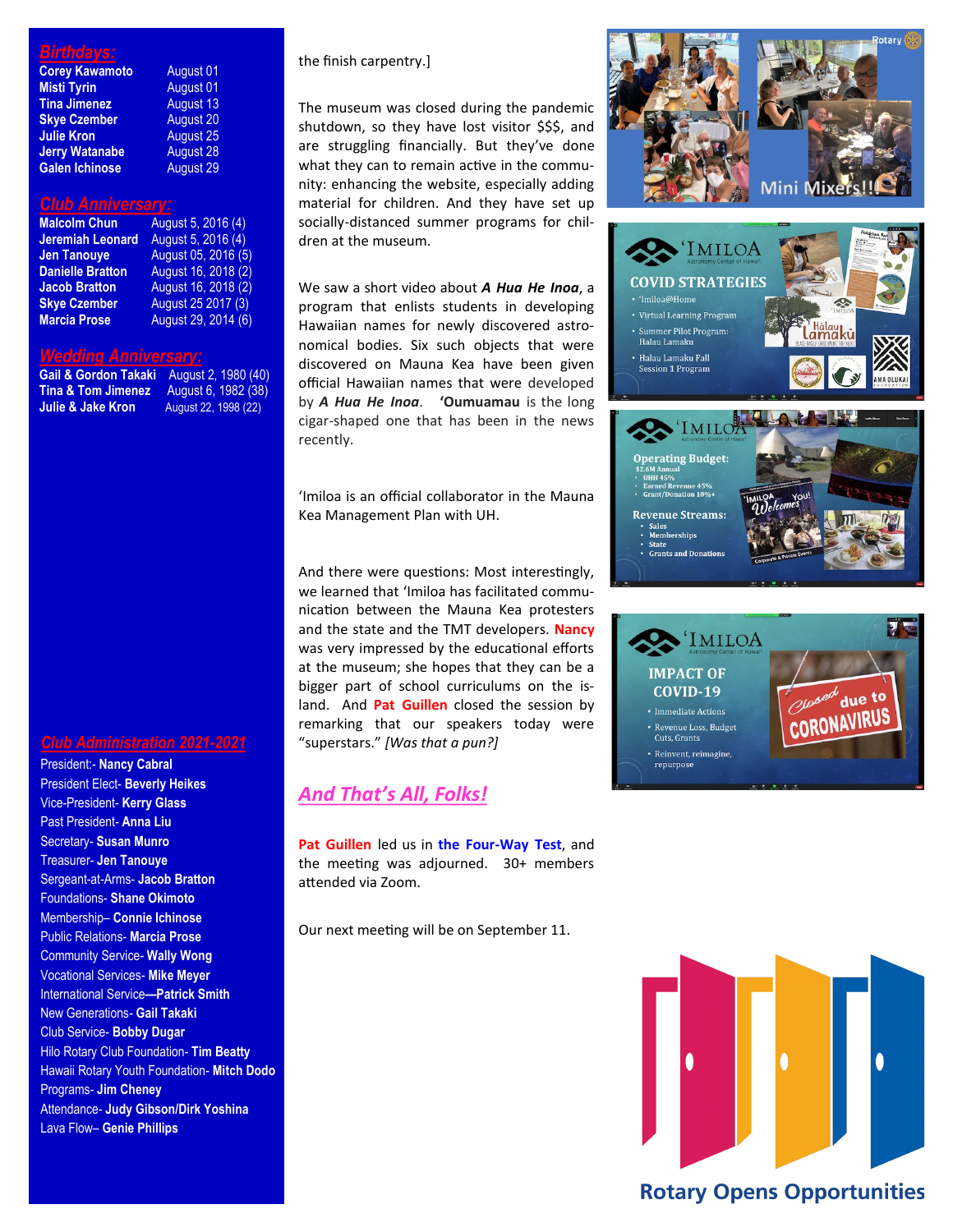## Birthdays:

| | |
|---|---|
| **Corey Kawamoto** | August 01 |
| **Misti Tyrin** | August 01 |
| **Tina Jimenez** | August 13 |
| **Skye Czember** | August 20 |
| **Julie Kron** | August 25 |
| **Jerry Watanabe** | August 28 |
| **Galen Ichinose** | August 29 |

## Club Anniversary:

| | |
|---|---|
| **Malcolm Chun** | August 5, 2016 (4) |
| **Jeremiah Leonard** | August 5, 2016 (4) |
| **Jen Tanouye** | August 05, 2016 (5) |
| **Danielle Bratton** | August 16, 2018 (2) |
| **Jacob Bratton** | August 16, 2018 (2) |
| **Skye Czember** | August 25 2017 (3) |
| **Marcia Prose** | August 29, 2014 (6) |

## Wedding Anniversary:

| | |
|---|---|
| **Gail & Gordon Takaki** | August 2, 1980 (40) |
| **Tina & Tom Jimenez** | August 6, 1982 (38) |
| **Julie & Jake Kron** | August 22, 1998 (22) |

## Club Administration 2021-2021

President:- **Nancy Cabral**
President Elect- **Beverly Heikes**
Vice-President- **Kerry Glass**
Past President- **Anna Liu**
Secretary- **Susan Munro**
Treasurer- **Jen Tanouye**
Sergeant-at-Arms- **Jacob Bratton**
Foundations- **Shane Okimoto**
Membership– **Connie Ichinose**
Public Relations- **Marcia Prose**
Community Service- **Wally Wong**
Vocational Services- **Mike Meyer**
International Service—**Patrick Smith**
New Generations- **Gail Takaki**
Club Service- **Bobby Dugar**
Hilo Rotary Club Foundation- **Tim Beatty**
Hawaii Rotary Youth Foundation- **Mitch Dodo**
Programs- **Jim Cheney**
Attendance- **Judy Gibson/Dirk Yoshina**
Lava Flow– **Genie Phillips**

the finish carpentry.]

The museum was closed during the pandemic shutdown, so they have lost visitor $$$, and are struggling financially. But they've done what they can to remain active in the community: enhancing the website, especially adding material for children. And they have set up socially-distanced summer programs for children at the museum.

We saw a short video about ***A Hua He Inoa***, a program that enlists students in developing Hawaiian names for newly discovered astronomical bodies. Six such objects that were discovered on Mauna Kea have been given official Hawaiian names that were developed by ***A Hua He Inoa***. **'Oumuamau** is the long cigar-shaped one that has been in the news recently.

'Imiloa is an official collaborator in the Mauna Kea Management Plan with UH.

And there were questions: Most interestingly, we learned that 'Imiloa has facilitated communication between the Mauna Kea protesters and the state and the TMT developers. **Nancy** was very impressed by the educational efforts at the museum; she hopes that they can be a bigger part of school curriculums on the island. And **Pat Guillen** closed the session by remarking that our speakers today were "superstars." *[Was that a pun?]*

## And That's All, Folks!

**Pat Guillen** led us in **the Four-Way Test**, and the meeting was adjourned. 30+ members attended via Zoom.

Our next meeting will be on September 11.

Rotary Opens Opportunities